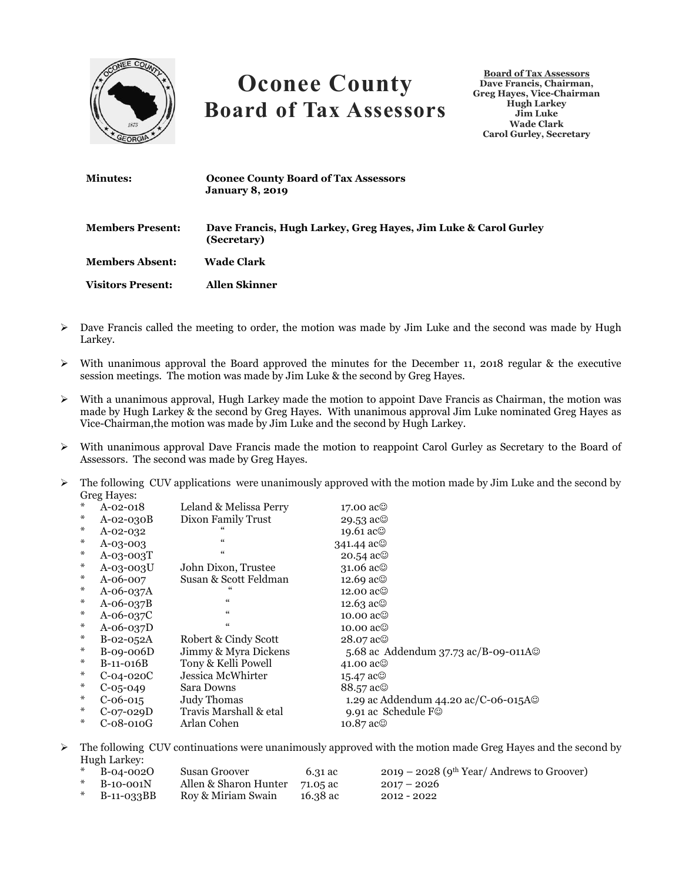# Oconee County Board of Tax Assessors

**Board of Tax Assessors**
**Dave Francis, Chairman,**
**Greg Hayes, Vice-Chairman**
**Hugh Larkey**
**Jim Luke**
**Wade Clark**
**Carol Gurley, Secretary**

**Minutes:** **Oconee County Board of Tax Assessors January 8, 2019**

**Members Present:** **Dave Francis, Hugh Larkey, Greg Hayes, Jim Luke & Carol Gurley (Secretary)**

**Members Absent:** **Wade Clark**

**Visitors Present:** **Allen Skinner**

- Dave Francis called the meeting to order, the motion was made by Jim Luke and the second was made by Hugh Larkey.
- With unanimous approval the Board approved the minutes for the December 11, 2018 regular & the executive session meetings. The motion was made by Jim Luke & the second by Greg Hayes.
- With a unanimous approval, Hugh Larkey made the motion to appoint Dave Francis as Chairman, the motion was made by Hugh Larkey & the second by Greg Hayes. With unanimous approval Jim Luke nominated Greg Hayes as Vice-Chairman,the motion was made by Jim Luke and the second by Hugh Larkey.
- With unanimous approval Dave Francis made the motion to reappoint Carol Gurley as Secretary to the Board of Assessors. The second was made by Greg Hayes.
- The following CUV applications were unanimously approved with the motion made by Jim Luke and the second by Greg Hayes:

| | Map | Owner | Acreage |
|---|---|---|---|
| * | A-02-018 | Leland & Melissa Perry | 17.00 ac☺ |
| * | A-02-030B | Dixon Family Trust | 29.53 ac☺ |
| * | A-02-032 | " | 19.61 ac☺ |
| * | A-03-003 | " | 341.44 ac☺ |
| * | A-03-003T | " | 20.54 ac☺ |
| * | A-03-003U | John Dixon, Trustee | 31.06 ac☺ |
| * | A-06-007 | Susan & Scott Feldman | 12.69 ac☺ |
| * | A-06-037A | " | 12.00 ac☺ |
| * | A-06-037B | " | 12.63 ac☺ |
| * | A-06-037C | " | 10.00 ac☺ |
| * | A-06-037D | " | 10.00 ac☺ |
| * | B-02-052A | Robert & Cindy Scott | 28.07 ac☺ |
| * | B-09-006D | Jimmy & Myra Dickens | 5.68 ac Addendum 37.73 ac/B-09-011A☺ |
| * | B-11-016B | Tony & Kelli Powell | 41.00 ac☺ |
| * | C-04-020C | Jessica McWhirter | 15.47 ac☺ |
| * | C-05-049 | Sara Downs | 88.57 ac☺ |
| * | C-06-015 | Judy Thomas | 1.29 ac Addendum 44.20 ac/C-06-015A☺ |
| * | C-07-029D | Travis Marshall & etal | 9.91 ac Schedule F☺ |
| * | C-08-010G | Arlan Cohen | 10.87 ac☺ |

- The following CUV continuations were unanimously approved with the motion made Greg Hayes and the second by Hugh Larkey:

| | Map | Owner | Acreage | Term |
|---|---|---|---|---|
| * | B-04-002O | Susan Groover | 6.31 ac | 2019 – 2028 (9th Year/ Andrews to Groover) |
| * | B-10-001N | Allen & Sharon Hunter | 71.05 ac | 2017 – 2026 |
| * | B-11-033BB | Roy & Miriam Swain | 16.38 ac | 2012 - 2022 |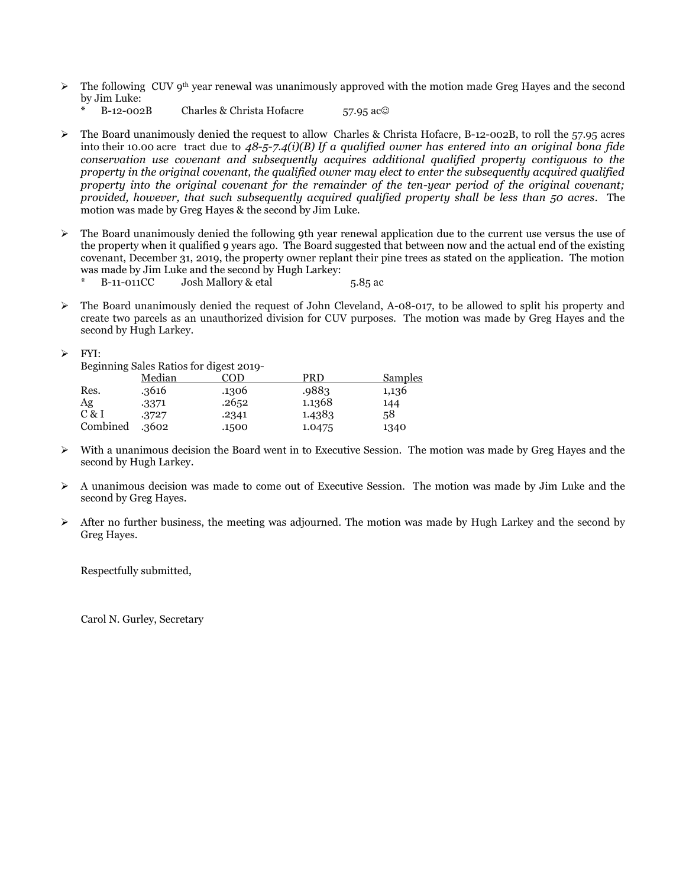- The following CUV 9th year renewal was unanimously approved with the motion made Greg Hayes and the second by Jim Luke:
  - * B-12-002B Charles & Christa Hofacre 57.95 ac☺

- The Board unanimously denied the request to allow Charles & Christa Hofacre, B-12-002B, to roll the 57.95 acres into their 10.00 acre tract due to *48-5-7.4(i)(B) If a qualified owner has entered into an original bona fide conservation use covenant and subsequently acquires additional qualified property contiguous to the property in the original covenant, the qualified owner may elect to enter the subsequently acquired qualified property into the original covenant for the remainder of the ten-year period of the original covenant; provided, however, that such subsequently acquired qualified property shall be less than 50 acres*. The motion was made by Greg Hayes & the second by Jim Luke.

- The Board unanimously denied the following 9th year renewal application due to the current use versus the use of the property when it qualified 9 years ago. The Board suggested that between now and the actual end of the existing covenant, December 31, 2019, the property owner replant their pine trees as stated on the application. The motion was made by Jim Luke and the second by Hugh Larkey:
  - * B-11-011CC Josh Mallory & etal 5.85 ac

- The Board unanimously denied the request of John Cleveland, A-08-017, to be allowed to split his property and create two parcels as an unauthorized division for CUV purposes. The motion was made by Greg Hayes and the second by Hugh Larkey.

- FYI:

  Beginning Sales Ratios for digest 2019-

| | Median | COD | PRD | Samples |
|---|---|---|---|---|
| Res. | .3616 | .1306 | .9883 | 1,136 |
| Ag | .3371 | .2652 | 1.1368 | 144 |
| C & I | .3727 | .2341 | 1.4383 | 58 |
| Combined | .3602 | .1500 | 1.0475 | 1340 |

- With a unanimous decision the Board went in to Executive Session. The motion was made by Greg Hayes and the second by Hugh Larkey.

- A unanimous decision was made to come out of Executive Session. The motion was made by Jim Luke and the second by Greg Hayes.

- After no further business, the meeting was adjourned. The motion was made by Hugh Larkey and the second by Greg Hayes.

Respectfully submitted,

Carol N. Gurley, Secretary